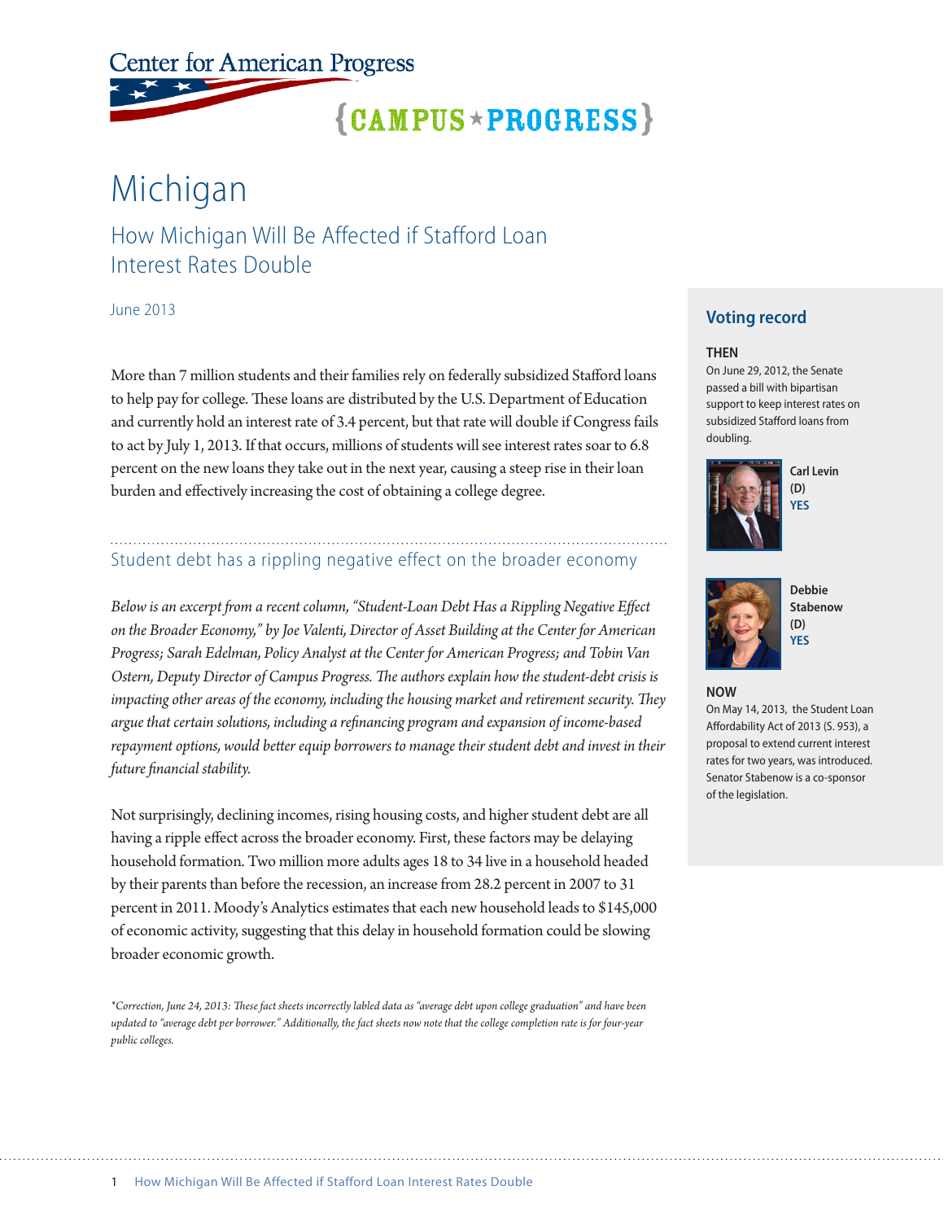Center for American Progress

{CAMPUS★PROGRESS}

# Michigan

## How Michigan Will Be Affected if Stafford Loan Interest Rates Double

June 2013

More than 7 million students and their families rely on federally subsidized Stafford loans to help pay for college. These loans are distributed by the U.S. Department of Education and currently hold an interest rate of 3.4 percent, but that rate will double if Congress fails to act by July 1, 2013. If that occurs, millions of students will see interest rates soar to 6.8 percent on the new loans they take out in the next year, causing a steep rise in their loan burden and effectively increasing the cost of obtaining a college degree.

### Student debt has a rippling negative effect on the broader economy

*Below is an excerpt from a recent column, "Student-Loan Debt Has a Rippling Negative Effect on the Broader Economy," by Joe Valenti, Director of Asset Building at the Center for American Progress; Sarah Edelman, Policy Analyst at the Center for American Progress; and Tobin Van Ostern, Deputy Director of Campus Progress. The authors explain how the student-debt crisis is impacting other areas of the economy, including the housing market and retirement security. They argue that certain solutions, including a refinancing program and expansion of income-based repayment options, would better equip borrowers to manage their student debt and invest in their future financial stability.*

Not surprisingly, declining incomes, rising housing costs, and higher student debt are all having a ripple effect across the broader economy. First, these factors may be delaying household formation. Two million more adults ages 18 to 34 live in a household headed by their parents than before the recession, an increase from 28.2 percent in 2007 to 31 percent in 2011. Moody's Analytics estimates that each new household leads to $145,000 of economic activity, suggesting that this delay in household formation could be slowing broader economic growth.

*\*Correction, June 24, 2013: These fact sheets incorrectly labled data as "average debt upon college graduation" and have been updated to "average debt per borrower." Additionally, the fact sheets now note that the college completion rate is for four-year public colleges.*

### Voting record

**THEN**

On June 29, 2012, the Senate passed a bill with bipartisan support to keep interest rates on subsidized Stafford loans from doubling.

**Carl Levin (D)**
**YES**

**Debbie Stabenow (D)**
**YES**

**NOW**

On May 14, 2013, the Student Loan Affordability Act of 2013 (S. 953), a proposal to extend current interest rates for two years, was introduced. Senator Stabenow is a co-sponsor of the legislation.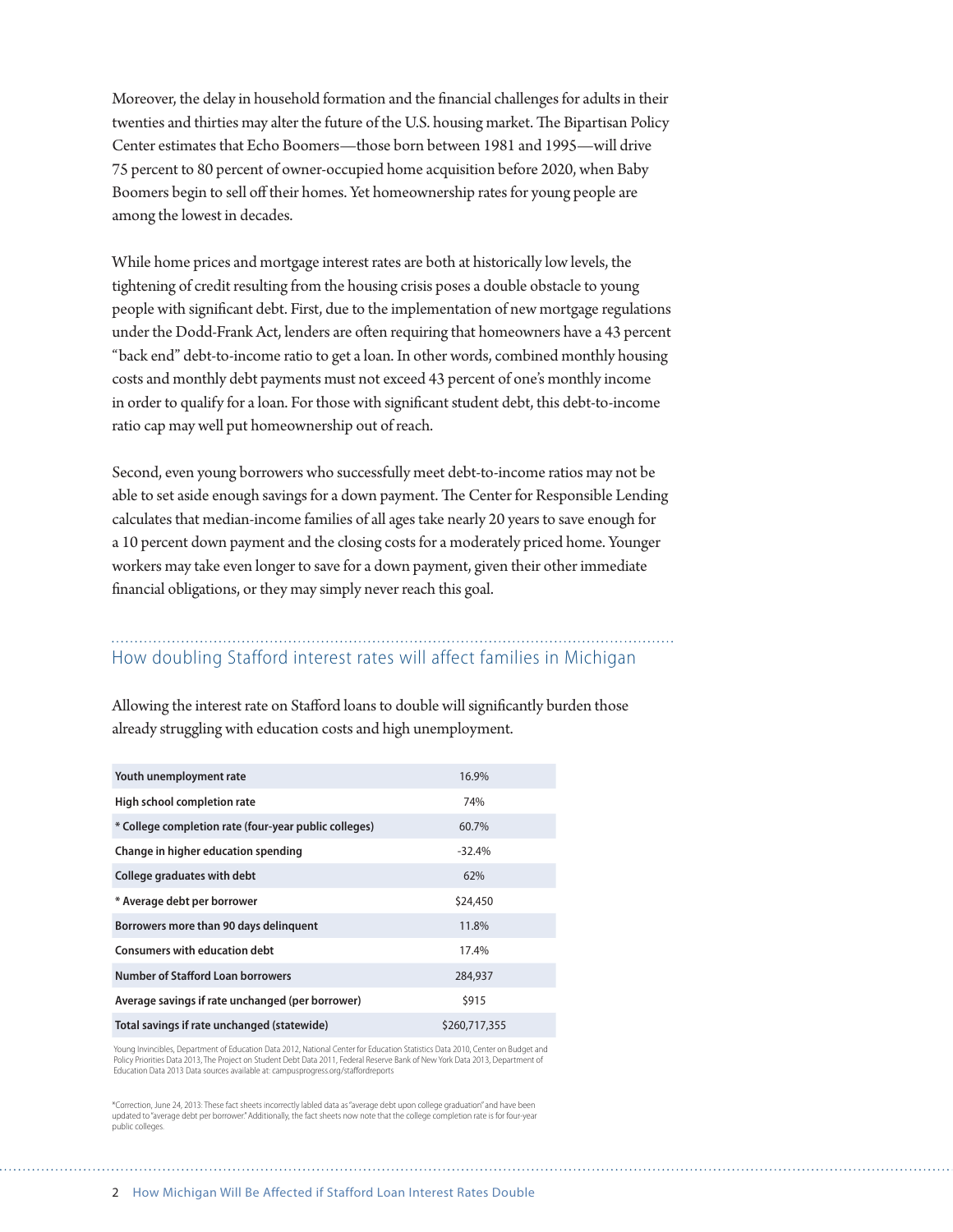Moreover, the delay in household formation and the financial challenges for adults in their twenties and thirties may alter the future of the U.S. housing market. The Bipartisan Policy Center estimates that Echo Boomers—those born between 1981 and 1995—will drive 75 percent to 80 percent of owner-occupied home acquisition before 2020, when Baby Boomers begin to sell off their homes. Yet homeownership rates for young people are among the lowest in decades.

While home prices and mortgage interest rates are both at historically low levels, the tightening of credit resulting from the housing crisis poses a double obstacle to young people with significant debt. First, due to the implementation of new mortgage regulations under the Dodd-Frank Act, lenders are often requiring that homeowners have a 43 percent "back end" debt-to-income ratio to get a loan. In other words, combined monthly housing costs and monthly debt payments must not exceed 43 percent of one's monthly income in order to qualify for a loan. For those with significant student debt, this debt-to-income ratio cap may well put homeownership out of reach.

Second, even young borrowers who successfully meet debt-to-income ratios may not be able to set aside enough savings for a down payment. The Center for Responsible Lending calculates that median-income families of all ages take nearly 20 years to save enough for a 10 percent down payment and the closing costs for a moderately priced home. Younger workers may take even longer to save for a down payment, given their other immediate financial obligations, or they may simply never reach this goal.

## How doubling Stafford interest rates will affect families in Michigan

Allowing the interest rate on Stafford loans to double will significantly burden those already struggling with education costs and high unemployment.

| | |
|---|---|
| **Youth unemployment rate** | 16.9% |
| **High school completion rate** | 74% |
| **\* College completion rate (four-year public colleges)** | 60.7% |
| **Change in higher education spending** | -32.4% |
| **College graduates with debt** | 62% |
| **\* Average debt per borrower** | $24,450 |
| **Borrowers more than 90 days delinquent** | 11.8% |
| **Consumers with education debt** | 17.4% |
| **Number of Stafford Loan borrowers** | 284,937 |
| **Average savings if rate unchanged (per borrower)** | $915 |
| **Total savings if rate unchanged (statewide)** | $260,717,355 |

Young Invincibles, Department of Education Data 2012, National Center for Education Statistics Data 2010, Center on Budget and Policy Priorities Data 2013, The Project on Student Debt Data 2011, Federal Reserve Bank of New York Data 2013, Department of Education Data 2013 Data sources available at: campusprogress.org/staffordreports

*Correction, June 24, 2013: These fact sheets incorrectly labled data as "average debt upon college graduation" and have been updated to "average debt per borrower." Additionally, the fact sheets now note that the college completion rate is for four-year public colleges.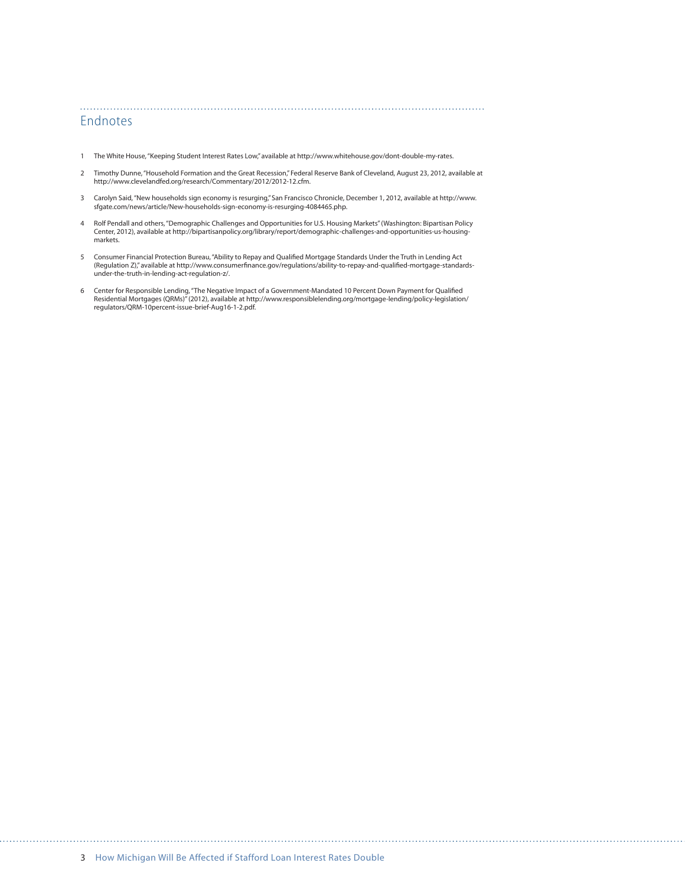## Endnotes

1. The White House, "Keeping Student Interest Rates Low," available at http://www.whitehouse.gov/dont-double-my-rates.

2. Timothy Dunne, "Household Formation and the Great Recession," Federal Reserve Bank of Cleveland, August 23, 2012, available at http://www.clevelandfed.org/research/Commentary/2012/2012-12.cfm.

3. Carolyn Said, "New households sign economy is resurging," San Francisco Chronicle, December 1, 2012, available at http://www.sfgate.com/news/article/New-households-sign-economy-is-resurging-4084465.php.

4. Rolf Pendall and others, "Demographic Challenges and Opportunities for U.S. Housing Markets" (Washington: Bipartisan Policy Center, 2012), available at http://bipartisanpolicy.org/library/report/demographic-challenges-and-opportunities-us-housing-markets.

5. Consumer Financial Protection Bureau, "Ability to Repay and Qualified Mortgage Standards Under the Truth in Lending Act (Regulation Z)," available at http://www.consumerfinance.gov/regulations/ability-to-repay-and-qualified-mortgage-standards-under-the-truth-in-lending-act-regulation-z/.

6. Center for Responsible Lending, "The Negative Impact of a Government-Mandated 10 Percent Down Payment for Qualified Residential Mortgages (QRMs)" (2012), available at http://www.responsiblelending.org/mortgage-lending/policy-legislation/regulators/QRM-10percent-issue-brief-Aug16-1-2.pdf.